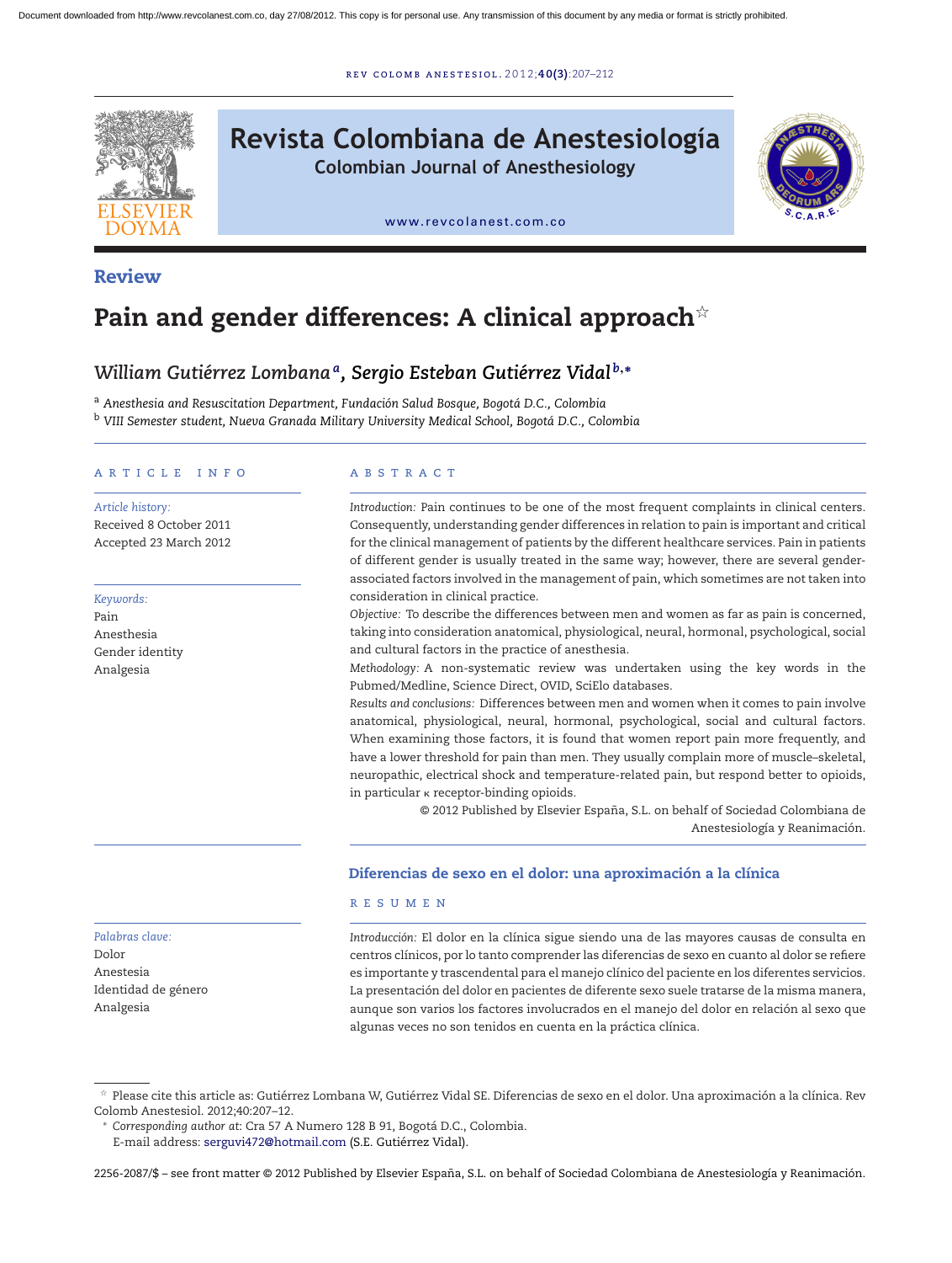Review

# Pain and gender differences: A clinical approach☆

*William Gutiérrez Lombana*[a], *Sergio Esteban Gutiérrez Vidal*[b,*]

[a] *Anesthesia and Resuscitation Department, Fundación Salud Bosque, Bogotá D.C., Colombia*

[b] *VIII Semester student, Nueva Granada Military University Medical School, Bogotá D.C., Colombia*

ARTICLE INFO

*Article history:*
Received 8 October 2011
Accepted 23 March 2012

*Keywords:*
Pain
Anesthesia
Gender identity
Analgesia

ABSTRACT

*Introduction:* Pain continues to be one of the most frequent complaints in clinical centers. Consequently, understanding gender differences in relation to pain is important and critical for the clinical management of patients by the different healthcare services. Pain in patients of different gender is usually treated in the same way; however, there are several gender-associated factors involved in the management of pain, which sometimes are not taken into consideration in clinical practice.

*Objective:* To describe the differences between men and women as far as pain is concerned, taking into consideration anatomical, physiological, neural, hormonal, psychological, social and cultural factors in the practice of anesthesia.

*Methodology:* A non-systematic review was undertaken using the key words in the Pubmed/Medline, Science Direct, OVID, SciElo databases.

*Results and conclusions:* Differences between men and women when it comes to pain involve anatomical, physiological, neural, hormonal, psychological, social and cultural factors. When examining those factors, it is found that women report pain more frequently, and have a lower threshold for pain than men. They usually complain more of muscle–skeletal, neuropathic, electrical shock and temperature-related pain, but respond better to opioids, in particular κ receptor-binding opioids.

© 2012 Published by Elsevier España, S.L. on behalf of Sociedad Colombiana de Anestesiología y Reanimación.

## Diferencias de sexo en el dolor: una aproximación a la clínica

*Palabras clave:*
Dolor
Anestesia
Identidad de género
Analgesia

RESUMEN

*Introducción:* El dolor en la clínica sigue siendo una de las mayores causas de consulta en centros clínicos, por lo tanto comprender las diferencias de sexo en cuanto al dolor se refiere es importante y trascendental para el manejo clínico del paciente en los diferentes servicios. La presentación del dolor en pacientes de diferente sexo suele tratarse de la misma manera, aunque son varios los factores involucrados en el manejo del dolor en relación al sexo que algunas veces no son tenidos en cuenta en la práctica clínica.

☆ Please cite this article as: Gutiérrez Lombana W, Gutiérrez Vidal SE. Diferencias de sexo en el dolor. Una aproximación a la clínica. Rev Colomb Anestesiol. 2012;40:207–12.

\* *Corresponding author at*: Cra 57 A Numero 128 B 91, Bogotá D.C., Colombia.
E-mail address: serguvi472@hotmail.com (S.E. Gutiérrez Vidal).

2256-2087/$ – see front matter © 2012 Published by Elsevier España, S.L. on behalf of Sociedad Colombiana de Anestesiología y Reanimación.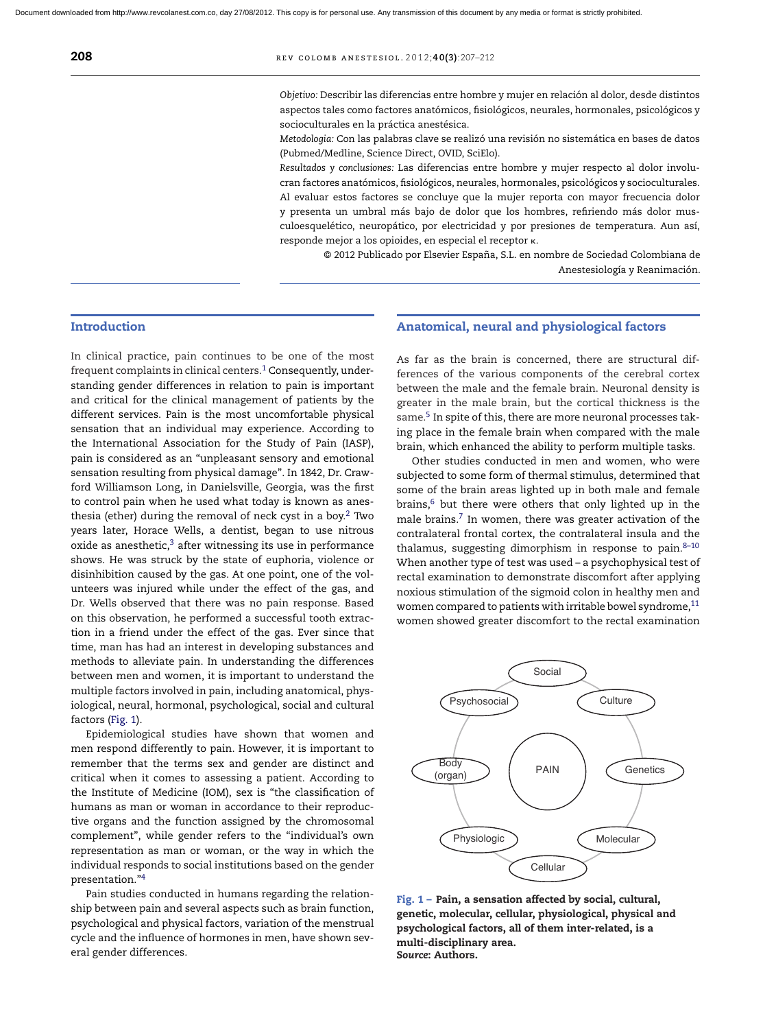*Objetivo:* Describir las diferencias entre hombre y mujer en relación al dolor, desde distintos aspectos tales como factores anatómicos, fisiológicos, neurales, hormonales, psicológicos y socioculturales en la práctica anestésica.

*Metodología:* Con las palabras clave se realizó una revisión no sistemática en bases de datos (Pubmed/Medline, Science Direct, OVID, SciElo).

*Resultados y conclusiones:* Las diferencias entre hombre y mujer respecto al dolor involucran factores anatómicos, fisiológicos, neurales, hormonales, psicológicos y socioculturales. Al evaluar estos factores se concluye que la mujer reporta con mayor frecuencia dolor y presenta un umbral más bajo de dolor que los hombres, refiriendo más dolor musculoesquelético, neuropático, por electricidad y por presiones de temperatura. Aun así, responde mejor a los opioides, en especial el receptor κ.

© 2012 Publicado por Elsevier España, S.L. en nombre de Sociedad Colombiana de Anestesiología y Reanimación.

## Introduction

In clinical practice, pain continues to be one of the most frequent complaints in clinical centers.[1] Consequently, understanding gender differences in relation to pain is important and critical for the clinical management of patients by the different services. Pain is the most uncomfortable physical sensation that an individual may experience. According to the International Association for the Study of Pain (IASP), pain is considered as an "unpleasant sensory and emotional sensation resulting from physical damage". In 1842, Dr. Crawford Williamson Long, in Danielsville, Georgia, was the first to control pain when he used what today is known as anesthesia (ether) during the removal of neck cyst in a boy.[2] Two years later, Horace Wells, a dentist, began to use nitrous oxide as anesthetic,[3] after witnessing its use in performance shows. He was struck by the state of euphoria, violence or disinhibition caused by the gas. At one point, one of the volunteers was injured while under the effect of the gas, and Dr. Wells observed that there was no pain response. Based on this observation, he performed a successful tooth extraction in a friend under the effect of the gas. Ever since that time, man has had an interest in developing substances and methods to alleviate pain. In understanding the differences between men and women, it is important to understand the multiple factors involved in pain, including anatomical, physiological, neural, hormonal, psychological, social and cultural factors (Fig. 1).

Epidemiological studies have shown that women and men respond differently to pain. However, it is important to remember that the terms sex and gender are distinct and critical when it comes to assessing a patient. According to the Institute of Medicine (IOM), sex is "the classification of humans as man or woman in accordance to their reproductive organs and the function assigned by the chromosomal complement", while gender refers to the "individual's own representation as man or woman, or the way in which the individual responds to social institutions based on the gender presentation."[4]

Pain studies conducted in humans regarding the relationship between pain and several aspects such as brain function, psychological and physical factors, variation of the menstrual cycle and the influence of hormones in men, have shown several gender differences.

## Anatomical, neural and physiological factors

As far as the brain is concerned, there are structural differences of the various components of the cerebral cortex between the male and the female brain. Neuronal density is greater in the male brain, but the cortical thickness is the same.[5] In spite of this, there are more neuronal processes taking place in the female brain when compared with the male brain, which enhanced the ability to perform multiple tasks.

Other studies conducted in men and women, who were subjected to some form of thermal stimulus, determined that some of the brain areas lighted up in both male and female brains,[6] but there were others that only lighted up in the male brains.[7] In women, there was greater activation of the contralateral frontal cortex, the contralateral insula and the thalamus, suggesting dimorphism in response to pain.[8–10] When another type of test was used – a psychophysical test of rectal examination to demonstrate discomfort after applying noxious stimulation of the sigmoid colon in healthy men and women compared to patients with irritable bowel syndrome,[11] women showed greater discomfort to the rectal examination

Social
Psychosocial
Culture
Body (organ)
PAIN
Genetics
Physiologic
Molecular
Cellular

**Fig. 1 – Pain, a sensation affected by social, cultural, genetic, molecular, cellular, physiological, physical and psychological factors, all of them inter-related, is a multi-disciplinary area.**
***Source*: Authors.**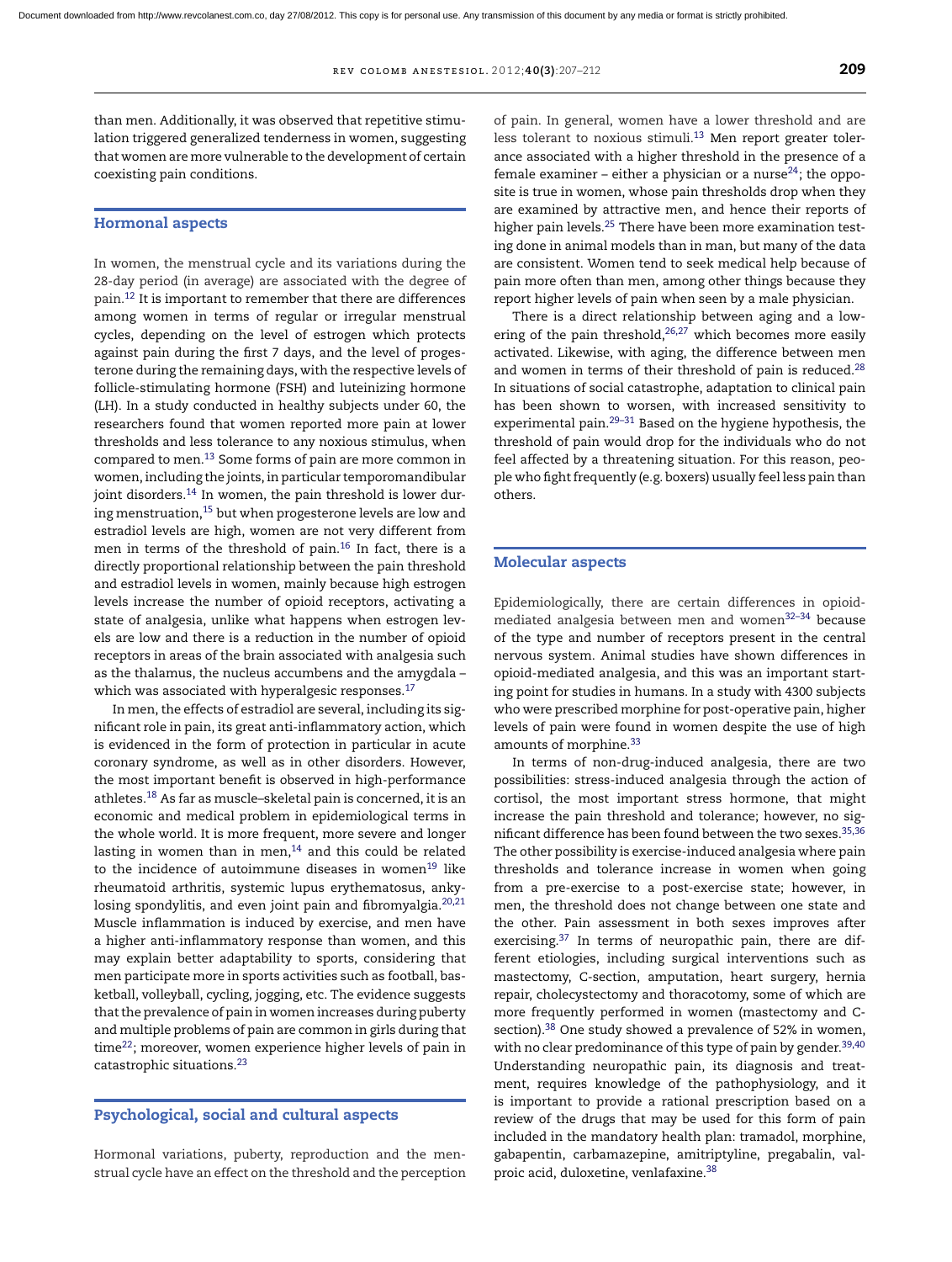than men. Additionally, it was observed that repetitive stimulation triggered generalized tenderness in women, suggesting that women are more vulnerable to the development of certain coexisting pain conditions.

## Hormonal aspects

In women, the menstrual cycle and its variations during the 28-day period (in average) are associated with the degree of pain.[12] It is important to remember that there are differences among women in terms of regular or irregular menstrual cycles, depending on the level of estrogen which protects against pain during the first 7 days, and the level of progesterone during the remaining days, with the respective levels of follicle-stimulating hormone (FSH) and luteinizing hormone (LH). In a study conducted in healthy subjects under 60, the researchers found that women reported more pain at lower thresholds and less tolerance to any noxious stimulus, when compared to men.[13] Some forms of pain are more common in women, including the joints, in particular temporomandibular joint disorders.[14] In women, the pain threshold is lower during menstruation,[15] but when progesterone levels are low and estradiol levels are high, women are not very different from men in terms of the threshold of pain.[16] In fact, there is a directly proportional relationship between the pain threshold and estradiol levels in women, mainly because high estrogen levels increase the number of opioid receptors, activating a state of analgesia, unlike what happens when estrogen levels are low and there is a reduction in the number of opioid receptors in areas of the brain associated with analgesia such as the thalamus, the nucleus accumbens and the amygdala – which was associated with hyperalgesic responses.[17]

In men, the effects of estradiol are several, including its significant role in pain, its great anti-inflammatory action, which is evidenced in the form of protection in particular in acute coronary syndrome, as well as in other disorders. However, the most important benefit is observed in high-performance athletes.[18] As far as muscle–skeletal pain is concerned, it is an economic and medical problem in epidemiological terms in the whole world. It is more frequent, more severe and longer lasting in women than in men,[14] and this could be related to the incidence of autoimmune diseases in women[19] like rheumatoid arthritis, systemic lupus erythematosus, ankylosing spondylitis, and even joint pain and fibromyalgia.[20,21] Muscle inflammation is induced by exercise, and men have a higher anti-inflammatory response than women, and this may explain better adaptability to sports, considering that men participate more in sports activities such as football, basketball, volleyball, cycling, jogging, etc. The evidence suggests that the prevalence of pain in women increases during puberty and multiple problems of pain are common in girls during that time[22]; moreover, women experience higher levels of pain in catastrophic situations.[23]

## Psychological, social and cultural aspects

Hormonal variations, puberty, reproduction and the menstrual cycle have an effect on the threshold and the perception of pain. In general, women have a lower threshold and are less tolerant to noxious stimuli.[13] Men report greater tolerance associated with a higher threshold in the presence of a female examiner – either a physician or a nurse[24]; the opposite is true in women, whose pain thresholds drop when they are examined by attractive men, and hence their reports of higher pain levels.[25] There have been more examination testing done in animal models than in man, but many of the data are consistent. Women tend to seek medical help because of pain more often than men, among other things because they report higher levels of pain when seen by a male physician.

There is a direct relationship between aging and a lowering of the pain threshold,[26,27] which becomes more easily activated. Likewise, with aging, the difference between men and women in terms of their threshold of pain is reduced.[28] In situations of social catastrophe, adaptation to clinical pain has been shown to worsen, with increased sensitivity to experimental pain.[29–31] Based on the hygiene hypothesis, the threshold of pain would drop for the individuals who do not feel affected by a threatening situation. For this reason, people who fight frequently (e.g. boxers) usually feel less pain than others.

## Molecular aspects

Epidemiologically, there are certain differences in opioid-mediated analgesia between men and women[32–34] because of the type and number of receptors present in the central nervous system. Animal studies have shown differences in opioid-mediated analgesia, and this was an important starting point for studies in humans. In a study with 4300 subjects who were prescribed morphine for post-operative pain, higher levels of pain were found in women despite the use of high amounts of morphine.[33]

In terms of non-drug-induced analgesia, there are two possibilities: stress-induced analgesia through the action of cortisol, the most important stress hormone, that might increase the pain threshold and tolerance; however, no significant difference has been found between the two sexes.[35,36] The other possibility is exercise-induced analgesia where pain thresholds and tolerance increase in women when going from a pre-exercise to a post-exercise state; however, in men, the threshold does not change between one state and the other. Pain assessment in both sexes improves after exercising.[37] In terms of neuropathic pain, there are different etiologies, including surgical interventions such as mastectomy, C-section, amputation, heart surgery, hernia repair, cholecystectomy and thoracotomy, some of which are more frequently performed in women (mastectomy and C-section).[38] One study showed a prevalence of 52% in women, with no clear predominance of this type of pain by gender.[39,40] Understanding neuropathic pain, its diagnosis and treatment, requires knowledge of the pathophysiology, and it is important to provide a rational prescription based on a review of the drugs that may be used for this form of pain included in the mandatory health plan: tramadol, morphine, gabapentin, carbamazepine, amitriptyline, pregabalin, valproic acid, duloxetine, venlafaxine.[38]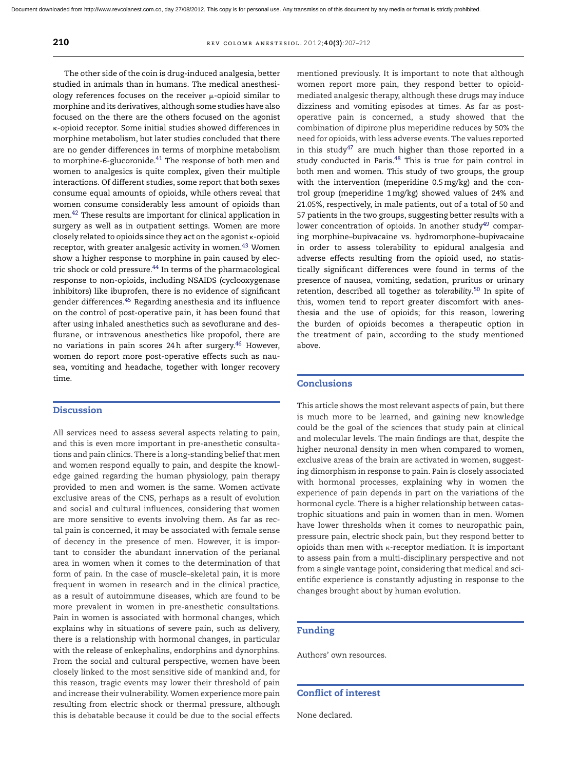The other side of the coin is drug-induced analgesia, better studied in animals than in humans. The medical anesthesiology references focuses on the receiver μ-opioid similar to morphine and its derivatives, although some studies have also focused on the there are the others focused on the agonist κ-opioid receptor. Some initial studies showed differences in morphine metabolism, but later studies concluded that there are no gender differences in terms of morphine metabolism to morphine-6-glucoronide.[41] The response of both men and women to analgesics is quite complex, given their multiple interactions. Of different studies, some report that both sexes consume equal amounts of opioids, while others reveal that women consume considerably less amount of opioids than men.[42] These results are important for clinical application in surgery as well as in outpatient settings. Women are more closely related to opioids since they act on the agonist κ-opioid receptor, with greater analgesic activity in women.[43] Women show a higher response to morphine in pain caused by electric shock or cold pressure.[44] In terms of the pharmacological response to non-opioids, including NSAIDS (cyclooxygenase inhibitors) like ibuprofen, there is no evidence of significant gender differences.[45] Regarding anesthesia and its influence on the control of post-operative pain, it has been found that after using inhaled anesthetics such as sevoflurane and desflurane, or intravenous anesthetics like propofol, there are no variations in pain scores 24 h after surgery.[46] However, women do report more post-operative effects such as nausea, vomiting and headache, together with longer recovery time.

## Discussion

All services need to assess several aspects relating to pain, and this is even more important in pre-anesthetic consultations and pain clinics. There is a long-standing belief that men and women respond equally to pain, and despite the knowledge gained regarding the human physiology, pain therapy provided to men and women is the same. Women activate exclusive areas of the CNS, perhaps as a result of evolution and social and cultural influences, considering that women are more sensitive to events involving them. As far as rectal pain is concerned, it may be associated with female sense of decency in the presence of men. However, it is important to consider the abundant innervation of the perianal area in women when it comes to the determination of that form of pain. In the case of muscle–skeletal pain, it is more frequent in women in research and in the clinical practice, as a result of autoimmune diseases, which are found to be more prevalent in women in pre-anesthetic consultations. Pain in women is associated with hormonal changes, which explains why in situations of severe pain, such as delivery, there is a relationship with hormonal changes, in particular with the release of enkephalins, endorphins and dynorphins. From the social and cultural perspective, women have been closely linked to the most sensitive side of mankind and, for this reason, tragic events may lower their threshold of pain and increase their vulnerability. Women experience more pain resulting from electric shock or thermal pressure, although this is debatable because it could be due to the social effects mentioned previously. It is important to note that although women report more pain, they respond better to opioid-mediated analgesic therapy, although these drugs may induce dizziness and vomiting episodes at times. As far as post-operative pain is concerned, a study showed that the combination of dipirone plus meperidine reduces by 50% the need for opioids, with less adverse events. The values reported in this study[47] are much higher than those reported in a study conducted in Paris.[48] This is true for pain control in both men and women. This study of two groups, the group with the intervention (meperidine 0.5 mg/kg) and the control group (meperidine 1 mg/kg) showed values of 24% and 21.05%, respectively, in male patients, out of a total of 50 and 57 patients in the two groups, suggesting better results with a lower concentration of opioids. In another study[49] comparing morphine–bupivacaine vs. hydromorphone–bupivacaine in order to assess tolerability to epidural analgesia and adverse effects resulting from the opioid used, no statistically significant differences were found in terms of the presence of nausea, vomiting, sedation, pruritus or urinary retention, described all together as *tolerability*.[50] In spite of this, women tend to report greater discomfort with anesthesia and the use of opioids; for this reason, lowering the burden of opioids becomes a therapeutic option in the treatment of pain, according to the study mentioned above.

## Conclusions

This article shows the most relevant aspects of pain, but there is much more to be learned, and gaining new knowledge could be the goal of the sciences that study pain at clinical and molecular levels. The main findings are that, despite the higher neuronal density in men when compared to women, exclusive areas of the brain are activated in women, suggesting dimorphism in response to pain. Pain is closely associated with hormonal processes, explaining why in women the experience of pain depends in part on the variations of the hormonal cycle. There is a higher relationship between catastrophic situations and pain in women than in men. Women have lower thresholds when it comes to neuropathic pain, pressure pain, electric shock pain, but they respond better to opioids than men with κ-receptor mediation. It is important to assess pain from a multi-disciplinary perspective and not from a single vantage point, considering that medical and scientific experience is constantly adjusting in response to the changes brought about by human evolution.

## Funding

Authors' own resources.

## Conflict of interest

None declared.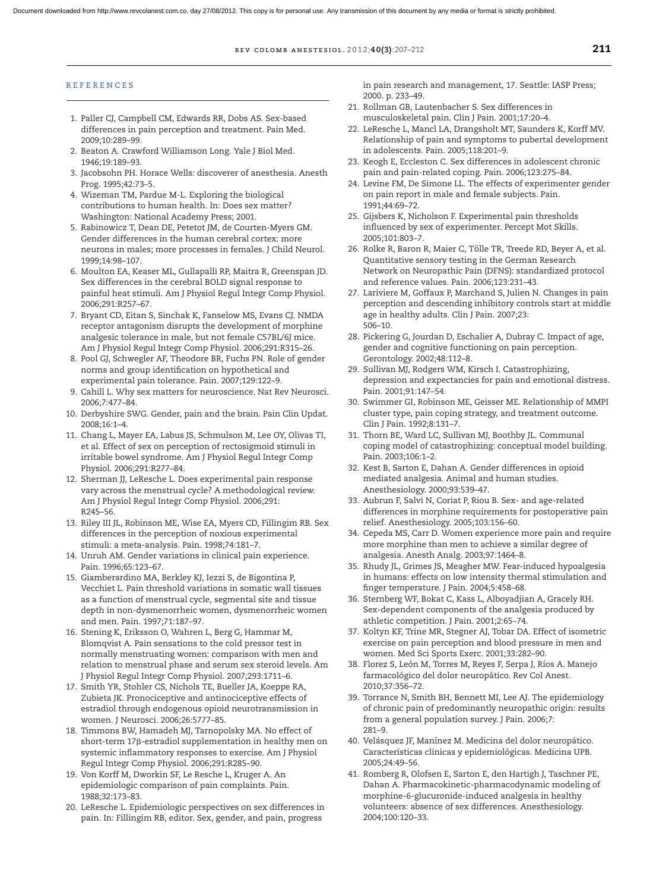## REFERENCES

1. Paller CJ, Campbell CM, Edwards RR, Dobs AS. Sex-based differences in pain perception and treatment. Pain Med. 2009;10:289–99.
2. Beaton A. Crawford Williamson Long. Yale J Biol Med. 1946;19:189–93.
3. Jacobsohn PH. Horace Wells: discoverer of anesthesia. Anesth Prog. 1995;42:73–5.
4. Wizeman TM, Pardue M-L. Exploring the biological contributions to human health. In: Does sex matter? Washington: National Academy Press; 2001.
5. Rabinowicz T, Dean DE, Petetot JM, de Courten-Myers GM. Gender differences in the human cerebral cortex: more neurons in males; more processes in females. J Child Neurol. 1999;14:98–107.
6. Moulton EA, Keaser ML, Gullapalli RP, Maitra R, Greenspan JD. Sex differences in the cerebral BOLD signal response to painful heat stimuli. Am J Physiol Regul Integr Comp Physiol. 2006;291:R257–67.
7. Bryant CD, Eitan S, Sinchak K, Fanselow MS, Evans CJ. NMDA receptor antagonism disrupts the development of morphine analgesic tolerance in male, but not female C57BL/6J mice. Am J Physiol Regul Integr Comp Physiol. 2006;291:R315–26.
8. Pool GJ, Schwegler AF, Theodore BR, Fuchs PN. Role of gender norms and group identification on hypothetical and experimental pain tolerance. Pain. 2007;129:122–9.
9. Cahill L. Why sex matters for neuroscience. Nat Rev Neurosci. 2006;7:477–84.
10. Derbyshire SWG. Gender, pain and the brain. Pain Clin Updat. 2008;16:1–4.
11. Chang L, Mayer EA, Labus JS, Schmulson M, Lee OY, Olivas TI, et al. Effect of sex on perception of rectosigmoid stimuli in irritable bowel syndrome. Am J Physiol Regul Integr Comp Physiol. 2006;291:R277–84.
12. Sherman JJ, LeResche L. Does experimental pain response vary across the menstrual cycle? A methodological review. Am J Physiol Regul Integr Comp Physiol. 2006;291:R245–56.
13. Riley III JL, Robinson ME, Wise EA, Myers CD, Fillingim RB. Sex differences in the perception of noxious experimental stimuli: a meta-analysis. Pain. 1998;74:181–7.
14. Unruh AM. Gender variations in clinical pain experience. Pain. 1996;65:123–67.
15. Giamberardino MA, Berkley KJ, Iezzi S, de Bigontina P, Vecchiet L. Pain threshold variations in somatic wall tissues as a function of menstrual cycle, segmental site and tissue depth in non-dysmenorrheic women, dysmenorrheic women and men. Pain. 1997;71:187–97.
16. Stening K, Eriksson O, Wahren L, Berg G, Hammar M, Blomqvist A. Pain sensations to the cold pressor test in normally menstruating women: comparison with men and relation to menstrual phase and serum sex steroid levels. Am J Physiol Regul Integr Comp Physiol. 2007;293:1711–6.
17. Smith YR, Stohler CS, Nichols TE, Bueller JA, Koeppe RA, Zubieta JK. Pronociceptive and antinociceptive effects of estradiol through endogenous opioid neurotransmission in women. J Neurosci. 2006;26:5777–85.
18. Timmons BW, Hamadeh MJ, Tarnopolsky MA. No effect of short-term 17β-estradiol supplementation in healthy men on systemic inflammatory responses to exercise. Am J Physiol Regul Integr Comp Physiol. 2006;291:R285–90.
19. Von Korff M, Dworkin SF, Le Resche L, Kruger A. An epidemiologic comparison of pain complaints. Pain. 1988;32:173–83.
20. LeResche L. Epidemiologic perspectives on sex differences in pain. In: Fillingim RB, editor. Sex, gender, and pain, progress in pain research and management, 17. Seattle: IASP Press; 2000. p. 233–49.
21. Rollman GB, Lautenbacher S. Sex differences in musculoskeletal pain. Clin J Pain. 2001;17:20–4.
22. LeResche L, Mancl LA, Drangsholt MT, Saunders K, Korff MV. Relationship of pain and symptoms to pubertal development in adolescents. Pain. 2005;118:201–9.
23. Keogh E, Eccleston C. Sex differences in adolescent chronic pain and pain-related coping. Pain. 2006;123:275–84.
24. Levine FM, De Simone LL. The effects of experimenter gender on pain report in male and female subjects. Pain. 1991;44:69–72.
25. Gijsbers K, Nicholson F. Experimental pain thresholds influenced by sex of experimenter. Percept Mot Skills. 2005;101:803–7.
26. Rolke R, Baron R, Maier C, Tölle TR, Treede RD, Beyer A, et al. Quantitative sensory testing in the German Research Network on Neuropathic Pain (DFNS): standardized protocol and reference values. Pain. 2006;123:231–43.
27. Lariviere M, Goffaux P, Marchand S, Julien N. Changes in pain perception and descending inhibitory controls start at middle age in healthy adults. Clin J Pain. 2007;23:506–10.
28. Pickering G, Jourdan D, Eschalier A, Dubray C. Impact of age, gender and cognitive functioning on pain perception. Gerontology. 2002;48:112–8.
29. Sullivan MJ, Rodgers WM, Kirsch I. Catastrophizing, depression and expectancies for pain and emotional distress. Pain. 2001;91:147–54.
30. Swimmer GI, Robinson ME, Geisser ME. Relationship of MMPI cluster type, pain coping strategy, and treatment outcome. Clin J Pain. 1992;8:131–7.
31. Thorn BE, Ward LC, Sullivan MJ, Boothby JL. Communal coping model of catastrophizing: conceptual model building. Pain. 2003;106:1–2.
32. Kest B, Sarton E, Dahan A. Gender differences in opioid mediated analgesia. Animal and human studies. Anesthesiology. 2000;93:539–47.
33. Aubrun F, Salvi N, Coriat P, Riou B. Sex- and age-related differences in morphine requirements for postoperative pain relief. Anesthesiology. 2005;103:156–60.
34. Cepeda MS, Carr D. Women experience more pain and require more morphine than men to achieve a similar degree of analgesia. Anesth Analg. 2003;97:1464–8.
35. Rhudy JL, Grimes JS, Meagher MW. Fear-induced hypoalgesia in humans: effects on low intensity thermal stimulation and finger temperature. J Pain. 2004;5:458–68.
36. Sternberg WF, Bokat C, Kass L, Alboyadjian A, Gracely RH. Sex-dependent components of the analgesia produced by athletic competition. J Pain. 2001;2:65–74.
37. Koltyn KF, Trine MR, Stegner AJ, Tobar DA. Effect of isometric exercise on pain perception and blood pressure in men and women. Med Sci Sports Exerc. 2001;33:282–90.
38. Florez S, León M, Torres M, Reyes F, Serpa J, Ríos A. Manejo farmacológico del dolor neuropático. Rev Col Anest. 2010;37:356–72.
39. Torrance N, Smith BH, Bennett MI, Lee AJ. The epidemiology of chronic pain of predominantly neuropathic origin: results from a general population survey. J Pain. 2006;7:281–9.
40. Velásquez JF, Manínez M. Medicina del dolor neuropático. Características clínicas y epidemiológicas. Medicina UPB. 2005;24:49–56.
41. Romberg R, Olofsen E, Sarton E, den Hartigh J, Taschner PE, Dahan A. Pharmacokinetic-pharmacodynamic modeling of morphine-6-glucuronide-induced analgesia in healthy volunteers: absence of sex differences. Anesthesiology. 2004;100:120–33.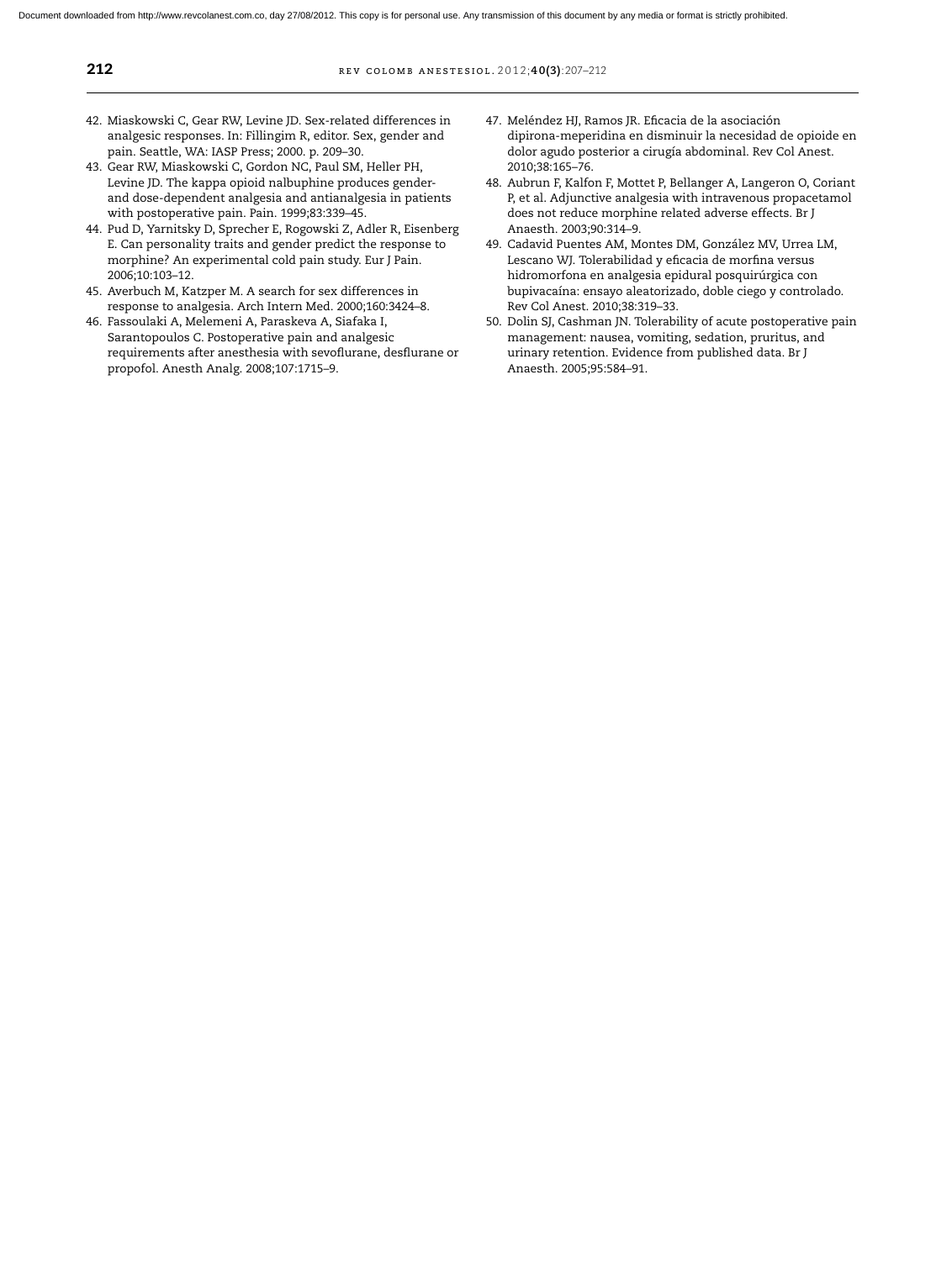42. Miaskowski C, Gear RW, Levine JD. Sex-related differences in analgesic responses. In: Fillingim R, editor. Sex, gender and pain. Seattle, WA: IASP Press; 2000. p. 209–30.
43. Gear RW, Miaskowski C, Gordon NC, Paul SM, Heller PH, Levine JD. The kappa opioid nalbuphine produces gender- and dose-dependent analgesia and antianalgesia in patients with postoperative pain. Pain. 1999;83:339–45.
44. Pud D, Yarnitsky D, Sprecher E, Rogowski Z, Adler R, Eisenberg E. Can personality traits and gender predict the response to morphine? An experimental cold pain study. Eur J Pain. 2006;10:103–12.
45. Averbuch M, Katzper M. A search for sex differences in response to analgesia. Arch Intern Med. 2000;160:3424–8.
46. Fassoulaki A, Melemeni A, Paraskeva A, Siafaka I, Sarantopoulos C. Postoperative pain and analgesic requirements after anesthesia with sevoflurane, desflurane or propofol. Anesth Analg. 2008;107:1715–9.
47. Meléndez HJ, Ramos JR. Eficacia de la asociación dipirona-meperidina en disminuir la necesidad de opioide en dolor agudo posterior a cirugía abdominal. Rev Col Anest. 2010;38:165–76.
48. Aubrun F, Kalfon F, Mottet P, Bellanger A, Langeron O, Coriant P, et al. Adjunctive analgesia with intravenous propacetamol does not reduce morphine related adverse effects. Br J Anaesth. 2003;90:314–9.
49. Cadavid Puentes AM, Montes DM, González MV, Urrea LM, Lescano WJ. Tolerabilidad y eficacia de morfina versus hidromorfona en analgesia epidural posquirúrgica con bupivacaína: ensayo aleatorizado, doble ciego y controlado. Rev Col Anest. 2010;38:319–33.
50. Dolin SJ, Cashman JN. Tolerability of acute postoperative pain management: nausea, vomiting, sedation, pruritus, and urinary retention. Evidence from published data. Br J Anaesth. 2005;95:584–91.